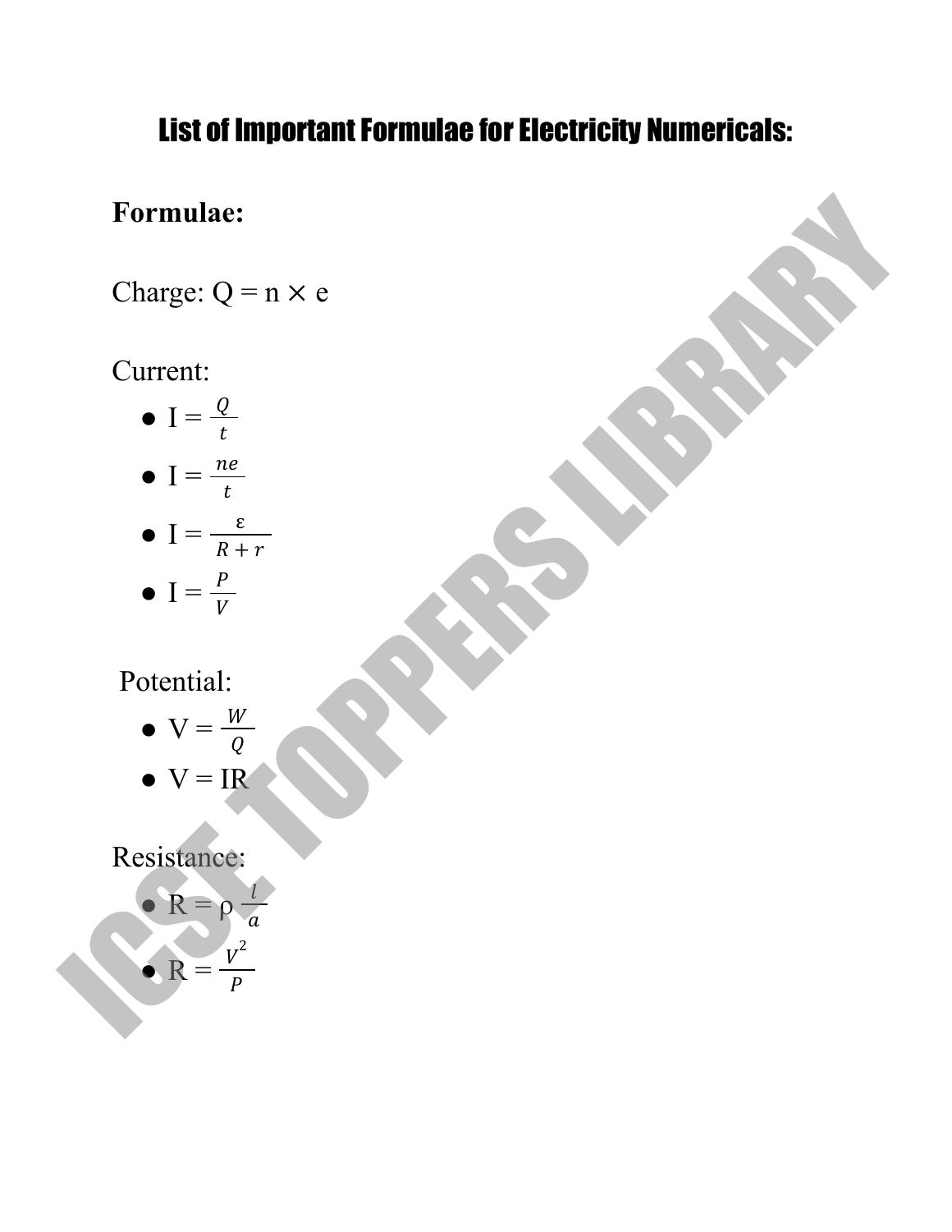# List of Important Formulae for Electricity Numericals:

**Formulae:**

Charge: $Q = n \times e$

Current:

- $I = \frac{Q}{t}$
- $I = \frac{ne}{t}$
- $I = \frac{\varepsilon}{R + r}$
- $I = \frac{P}{V}$

Potential:

- $V = \frac{W}{Q}$
- $V = IR$

Resistance:

- $R = \rho \frac{l}{a}$
- $R = \frac{V^2}{P}$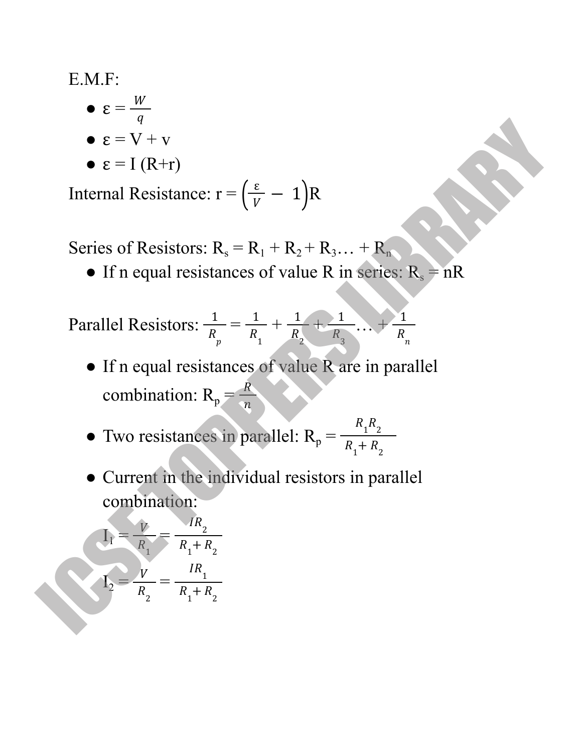E.M.F:

- $\varepsilon = \frac{W}{q}$
- $\varepsilon = V + v$
- $\varepsilon = I\,(R+r)$

Internal Resistance: $r = \left(\frac{\varepsilon}{V} - 1\right)R$

Series of Resistors: $R_s = R_1 + R_2 + R_3 \ldots + R_n$

- If n equal resistances of value R in series: $R_s = nR$

Parallel Resistors: $\frac{1}{R_p} = \frac{1}{R_1} + \frac{1}{R_2} + \frac{1}{R_3} \ldots + \frac{1}{R_n}$

- If n equal resistances of value R are in parallel combination: $R_p = \frac{R}{n}$
- Two resistances in parallel: $R_p = \frac{R_1 R_2}{R_1 + R_2}$
- Current in the individual resistors in parallel combination:

$$I_1 = \frac{V}{R_1} = \frac{IR_2}{R_1 + R_2}$$

$$I_2 = \frac{V}{R_2} = \frac{IR_1}{R_1 + R_2}$$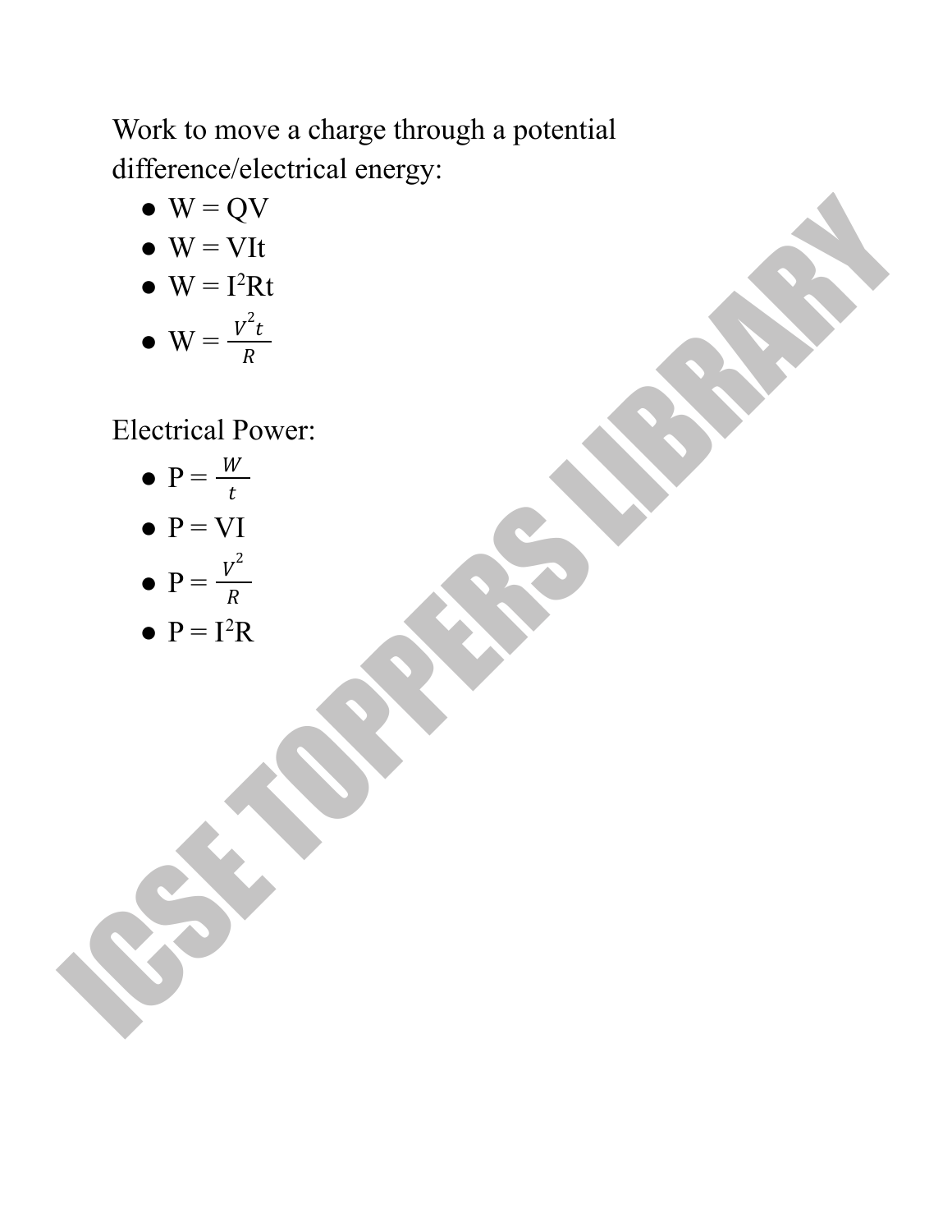Work to move a charge through a potential difference/electrical energy:

- $W = QV$
- $W = VIt$
- $W = I^2Rt$
- $W = \frac{V^2 t}{R}$

Electrical Power:

- $P = \frac{W}{t}$
- $P = VI$
- $P = \frac{V^2}{R}$
- $P = I^2R$